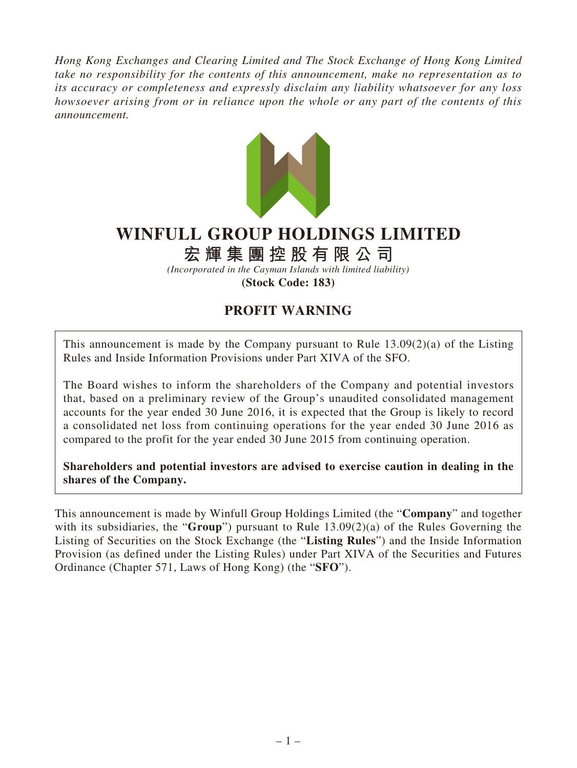*Hong Kong Exchanges and Clearing Limited and The Stock Exchange of Hong Kong Limited take no responsibility for the contents of this announcement, make no representation as to its accuracy or completeness and expressly disclaim any liability whatsoever for any loss howsoever arising from or in reliance upon the whole or any part of the contents of this announcement.*

# WINFULL GROUP HOLDINGS LIMITED

# 宏輝集團控股有限公司

*(Incorporated in the Cayman Islands with limited liability)*

**(Stock Code: 183)**

## PROFIT WARNING

This announcement is made by the Company pursuant to Rule 13.09(2)(a) of the Listing Rules and Inside Information Provisions under Part XIVA of the SFO.

The Board wishes to inform the shareholders of the Company and potential investors that, based on a preliminary review of the Group's unaudited consolidated management accounts for the year ended 30 June 2016, it is expected that the Group is likely to record a consolidated net loss from continuing operations for the year ended 30 June 2016 as compared to the profit for the year ended 30 June 2015 from continuing operation.

**Shareholders and potential investors are advised to exercise caution in dealing in the shares of the Company.**

This announcement is made by Winfull Group Holdings Limited (the "**Company**" and together with its subsidiaries, the "**Group**") pursuant to Rule 13.09(2)(a) of the Rules Governing the Listing of Securities on the Stock Exchange (the "**Listing Rules**") and the Inside Information Provision (as defined under the Listing Rules) under Part XIVA of the Securities and Futures Ordinance (Chapter 571, Laws of Hong Kong) (the "**SFO**").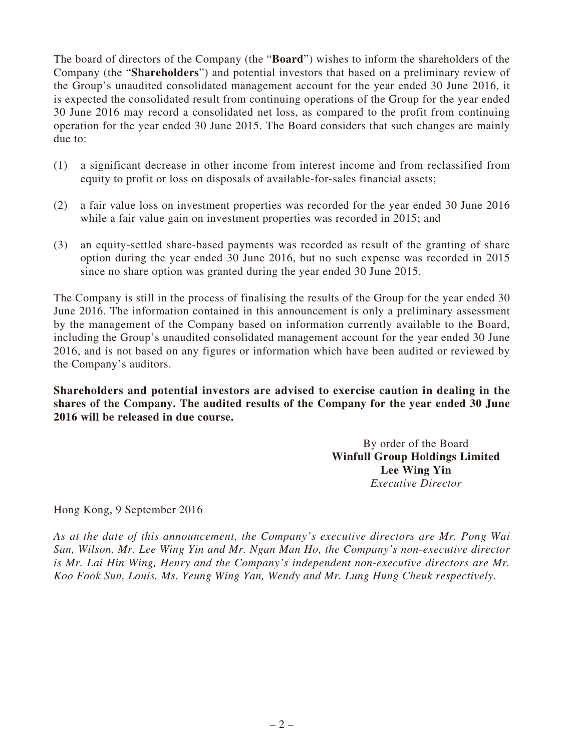The board of directors of the Company (the "**Board**") wishes to inform the shareholders of the Company (the "**Shareholders**") and potential investors that based on a preliminary review of the Group's unaudited consolidated management account for the year ended 30 June 2016, it is expected the consolidated result from continuing operations of the Group for the year ended 30 June 2016 may record a consolidated net loss, as compared to the profit from continuing operation for the year ended 30 June 2015. The Board considers that such changes are mainly due to:

(1) a significant decrease in other income from interest income and from reclassified from equity to profit or loss on disposals of available-for-sales financial assets;

(2) a fair value loss on investment properties was recorded for the year ended 30 June 2016 while a fair value gain on investment properties was recorded in 2015; and

(3) an equity-settled share-based payments was recorded as result of the granting of share option during the year ended 30 June 2016, but no such expense was recorded in 2015 since no share option was granted during the year ended 30 June 2015.

The Company is still in the process of finalising the results of the Group for the year ended 30 June 2016. The information contained in this announcement is only a preliminary assessment by the management of the Company based on information currently available to the Board, including the Group's unaudited consolidated management account for the year ended 30 June 2016, and is not based on any figures or information which have been audited or reviewed by the Company's auditors.

**Shareholders and potential investors are advised to exercise caution in dealing in the shares of the Company. The audited results of the Company for the year ended 30 June 2016 will be released in due course.**

By order of the Board
**Winfull Group Holdings Limited**
**Lee Wing Yin**
*Executive Director*

Hong Kong, 9 September 2016

*As at the date of this announcement, the Company's executive directors are Mr. Pong Wai San, Wilson, Mr. Lee Wing Yin and Mr. Ngan Man Ho, the Company's non-executive director is Mr. Lai Hin Wing, Henry and the Company's independent non-executive directors are Mr. Koo Fook Sun, Louis, Ms. Yeung Wing Yan, Wendy and Mr. Lung Hung Cheuk respectively.*